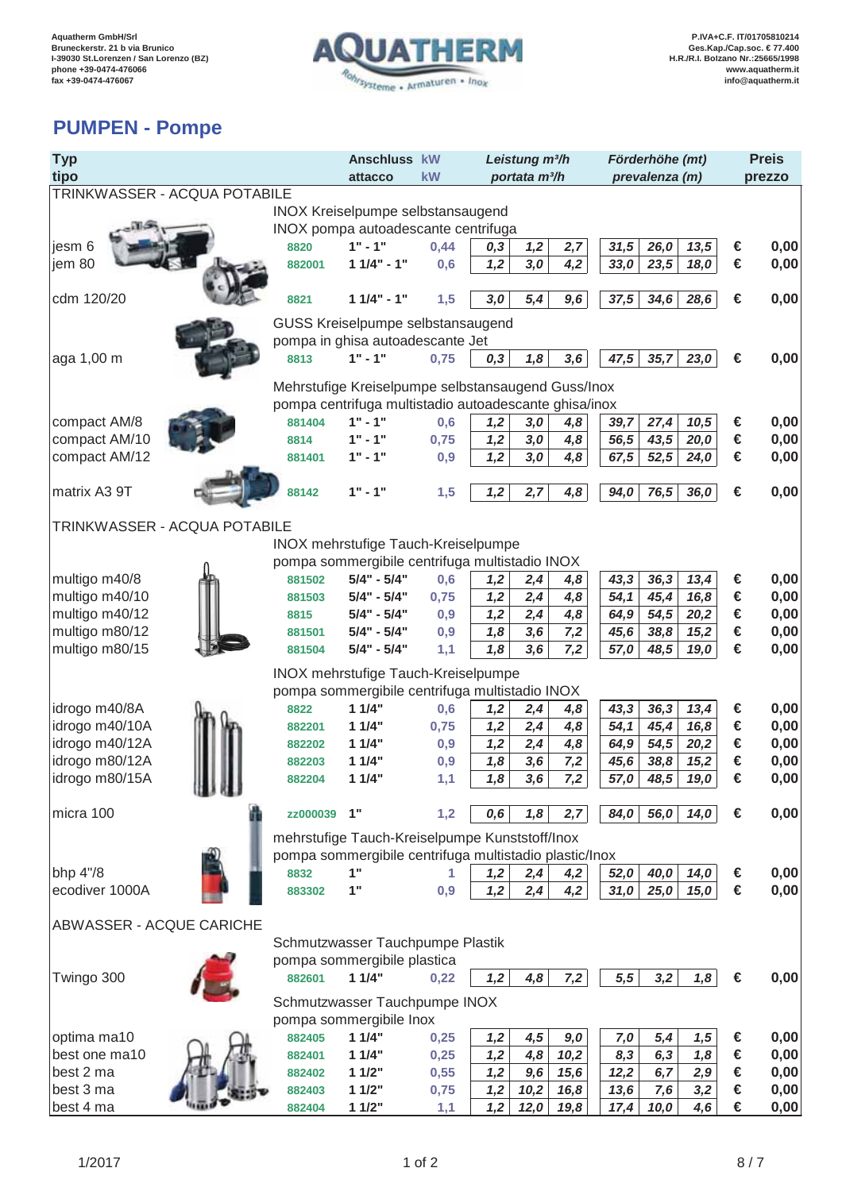Aquatherm GmbH/Srl
Bruneckerstr. 21 b via Brunico
I-39030 St.Lorenzen / San Lorenzo (BZ)
phone +39-0474-476066
fax +39-0474-476067

P.IVA+C.F. IT/01705810214
Ges.Kap./Cap.soc. € 77.400
H.R./R.I. Bolzano Nr.:25665/1998
www.aquatherm.it
info@aquatherm.it

# PUMPEN - Pompe

| Typ / tipo | Art. | Anschluss / attacco | kW | Leistung m³/h / portata m³/h | | | Förderhöhe (mt) / prevalenza (m) | | | Preis / prezzo |
|---|---|---|---|---|---|---|---|---|---|---|
| **TRINKWASSER - ACQUA POTABILE** | | | | | | | | | | |
| INOX Kreiselpumpe selbstansaugend / INOX pompa autoadescante centrifuga | | | | | | | | | | |
| jesm 6 | 8820 | 1" - 1" | 0,44 | 0,3 | 1,2 | 2,7 | 31,5 | 26,0 | 13,5 | € 0,00 |
| jem 80 | 882001 | 1 1/4" - 1" | 0,6 | 1,2 | 3,0 | 4,2 | 33,0 | 23,5 | 18,0 | € 0,00 |
| cdm 120/20 | 8821 | 1 1/4" - 1" | 1,5 | 3,0 | 5,4 | 9,6 | 37,5 | 34,6 | 28,6 | € 0,00 |
| GUSS Kreiselpumpe selbstansaugend / pompa in ghisa autoadescante Jet | | | | | | | | | | |
| aga 1,00 m | 8813 | 1" - 1" | 0,75 | 0,3 | 1,8 | 3,6 | 47,5 | 35,7 | 23,0 | € 0,00 |
| Mehrstufige Kreiselpumpe selbstansaugend Guss/Inox / pompa centrifuga multistadio autoadescante ghisa/inox | | | | | | | | | | |
| compact AM/8 | 881404 | 1" - 1" | 0,6 | 1,2 | 3,0 | 4,8 | 39,7 | 27,4 | 10,5 | € 0,00 |
| compact AM/10 | 8814 | 1" - 1" | 0,75 | 1,2 | 3,0 | 4,8 | 56,5 | 43,5 | 20,0 | € 0,00 |
| compact AM/12 | 881401 | 1" - 1" | 0,9 | 1,2 | 3,0 | 4,8 | 67,5 | 52,5 | 24,0 | € 0,00 |
| matrix A3 9T | 88142 | 1" - 1" | 1,5 | 1,2 | 2,7 | 4,8 | 94,0 | 76,5 | 36,0 | € 0,00 |
| **TRINKWASSER - ACQUA POTABILE** | | | | | | | | | | |
| INOX mehrstufige Tauch-Kreiselpumpe / pompa sommergibile centrifuga multistadio INOX | | | | | | | | | | |
| multigo m40/8 | 881502 | 5/4" - 5/4" | 0,6 | 1,2 | 2,4 | 4,8 | 43,3 | 36,3 | 13,4 | € 0,00 |
| multigo m40/10 | 881503 | 5/4" - 5/4" | 0,75 | 1,2 | 2,4 | 4,8 | 54,1 | 45,4 | 16,8 | € 0,00 |
| multigo m40/12 | 8815 | 5/4" - 5/4" | 0,9 | 1,2 | 2,4 | 4,8 | 64,9 | 54,5 | 20,2 | € 0,00 |
| multigo m80/12 | 881501 | 5/4" - 5/4" | 0,9 | 1,8 | 3,6 | 7,2 | 45,6 | 38,8 | 15,2 | € 0,00 |
| multigo m80/15 | 881504 | 5/4" - 5/4" | 1,1 | 1,8 | 3,6 | 7,2 | 57,0 | 48,5 | 19,0 | € 0,00 |
| INOX mehrstufige Tauch-Kreiselpumpe / pompa sommergibile centrifuga multistadio INOX | | | | | | | | | | |
| idrogo m40/8A | 8822 | 1 1/4" | 0,6 | 1,2 | 2,4 | 4,8 | 43,3 | 36,3 | 13,4 | € 0,00 |
| idrogo m40/10A | 882201 | 1 1/4" | 0,75 | 1,2 | 2,4 | 4,8 | 54,1 | 45,4 | 16,8 | € 0,00 |
| idrogo m40/12A | 882202 | 1 1/4" | 0,9 | 1,2 | 2,4 | 4,8 | 64,9 | 54,5 | 20,2 | € 0,00 |
| idrogo m80/12A | 882203 | 1 1/4" | 0,9 | 1,8 | 3,6 | 7,2 | 45,6 | 38,8 | 15,2 | € 0,00 |
| idrogo m80/15A | 882204 | 1 1/4" | 1,1 | 1,8 | 3,6 | 7,2 | 57,0 | 48,5 | 19,0 | € 0,00 |
| micra 100 | zz000039 | 1" | 1,2 | 0,6 | 1,8 | 2,7 | 84,0 | 56,0 | 14,0 | € 0,00 |
| mehrstufige Tauch-Kreiselpumpe Kunststoff/Inox / pompa sommergibile centrifuga multistadio plastic/Inox | | | | | | | | | | |
| bhp 4"/8 | 8832 | 1" | 1 | 1,2 | 2,4 | 4,2 | 52,0 | 40,0 | 14,0 | € 0,00 |
| ecodiver 1000A | 883302 | 1" | 0,9 | 1,2 | 2,4 | 4,2 | 31,0 | 25,0 | 15,0 | € 0,00 |
| **ABWASSER - ACQUE CARICHE** | | | | | | | | | | |
| Schmutzwasser Tauchpumpe Plastik / pompa sommergibile plastica | | | | | | | | | | |
| Twingo 300 | 882601 | 1 1/4" | 0,22 | 1,2 | 4,8 | 7,2 | 5,5 | 3,2 | 1,8 | € 0,00 |
| Schmutzwasser Tauchpumpe INOX / pompa sommergibile Inox | | | | | | | | | | |
| optima ma10 | 882405 | 1 1/4" | 0,25 | 1,2 | 4,5 | 9,0 | 7,0 | 5,4 | 1,5 | € 0,00 |
| best one ma10 | 882401 | 1 1/4" | 0,25 | 1,2 | 4,8 | 10,2 | 8,3 | 6,3 | 1,8 | € 0,00 |
| best 2 ma | 882402 | 1 1/2" | 0,55 | 1,2 | 9,6 | 15,6 | 12,2 | 6,7 | 2,9 | € 0,00 |
| best 3 ma | 882403 | 1 1/2" | 0,75 | 1,2 | 10,2 | 16,8 | 13,6 | 7,6 | 3,2 | € 0,00 |
| best 4 ma | 882404 | 1 1/2" | 1,1 | 1,2 | 12,0 | 19,8 | 17,4 | 10,0 | 4,6 | € 0,00 |

1/2017 8 / 7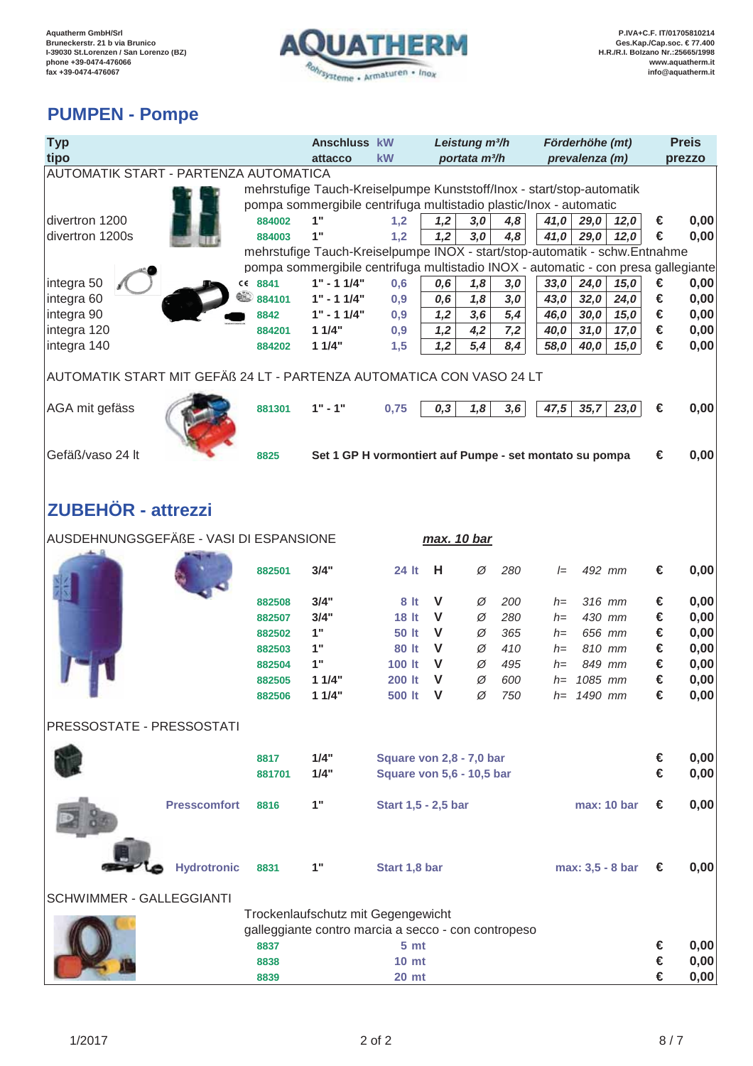Aquatherm GmbH/Srl
Bruneckerstr. 21 b via Brunico
I-39030 St.Lorenzen / San Lorenzo (BZ)
phone +39-0474-476066
fax +39-0474-476067

P.IVA+C.F. IT/01705810214
Ges.Kap./Cap.soc. € 77.400
H.R./R.I. Bolzano Nr.:25665/1998
www.aquatherm.it
info@aquatherm.it

## PUMPEN - Pompe

| Typ / tipo | | Anschluss / attacco | kW / kW | Leistung m³/h / portata m³/h | | | Förderhöhe (mt) / prevalenza (m) | | | Preis / prezzo |
|---|---|---|---|---|---|---|---|---|---|---|
| **AUTOMATIK START - PARTENZA AUTOMATICA** | | | | | | | | | | |
| mehrstufige Tauch-Kreiselpumpe Kunststoff/Inox - start/stop-automatik / pompa sommergibile centrifuga multistadio plastic/Inox - automatic | | | | | | | | | | |
| divertron 1200 | 884002 | 1" | 1,2 | 1,2 | 3,0 | 4,8 | 41,0 | 29,0 | 12,0 | € 0,00 |
| divertron 1200s | 884003 | 1" | 1,2 | 1,2 | 3,0 | 4,8 | 41,0 | 29,0 | 12,0 | € 0,00 |
| mehrstufige Tauch-Kreiselpumpe INOX - start/stop-automatik - schw.Entnahme / pompa sommergibile centrifuga multistadio INOX - automatic - con presa gallegiante | | | | | | | | | | |
| integra 50 | 8841 | 1" - 1 1/4" | 0,6 | 0,6 | 1,8 | 3,0 | 33,0 | 24,0 | 15,0 | € 0,00 |
| integra 60 | 884101 | 1" - 1 1/4" | 0,9 | 0,6 | 1,8 | 3,0 | 43,0 | 32,0 | 24,0 | € 0,00 |
| integra 90 | 8842 | 1" - 1 1/4" | 0,9 | 1,2 | 3,6 | 5,4 | 46,0 | 30,0 | 15,0 | € 0,00 |
| integra 120 | 884201 | 1 1/4" | 0,9 | 1,2 | 4,2 | 7,2 | 40,0 | 31,0 | 17,0 | € 0,00 |
| integra 140 | 884202 | 1 1/4" | 1,5 | 1,2 | 5,4 | 8,4 | 58,0 | 40,0 | 15,0 | € 0,00 |
| **AUTOMATIK START MIT GEFÄß 24 LT - PARTENZA AUTOMATICA CON VASO 24 LT** | | | | | | | | | | |
| AGA mit gefäss | 881301 | 1" - 1" | 0,75 | 0,3 | 1,8 | 3,6 | 47,5 | 35,7 | 23,0 | € 0,00 |
| Gefäß/vaso 24 lt | 8825 | Set 1 GP H vormontiert auf Pumpe - set montato su pompa | | | | | | | | € 0,00 |

## ZUBEHÖR - attrezzi

### AUSDEHNUNGSGEFÄßE - VASI DI ESPANSIONE — max. 10 bar

| Art. | Anschluss | Inhalt | | Ø | Maß | Preis |
|---|---|---|---|---|---|---|
| 882501 | 3/4" | 24 lt | H | Ø 280 | l= 492 mm | € 0,00 |
| 882508 | 3/4" | 8 lt | V | Ø 200 | h= 316 mm | € 0,00 |
| 882507 | 3/4" | 18 lt | V | Ø 280 | h= 430 mm | € 0,00 |
| 882502 | 1" | 50 lt | V | Ø 365 | h= 656 mm | € 0,00 |
| 882503 | 1" | 80 lt | V | Ø 410 | h= 810 mm | € 0,00 |
| 882504 | 1" | 100 lt | V | Ø 495 | h= 849 mm | € 0,00 |
| 882505 | 1 1/4" | 200 lt | V | Ø 600 | h= 1085 mm | € 0,00 |
| 882506 | 1 1/4" | 500 lt | V | Ø 750 | h= 1490 mm | € 0,00 |

### PRESSOSTATE - PRESSOSTATI

| Typ | Art. | Anschluss | Bereich | max. | Preis |
|---|---|---|---|---|---|
| | 8817 | 1/4" | Square von 2,8 - 7,0 bar | | € 0,00 |
| | 881701 | 1/4" | Square von 5,6 - 10,5 bar | | € 0,00 |
| Presscomfort | 8816 | 1" | Start 1,5 - 2,5 bar | max: 10 bar | € 0,00 |
| Hydrotronic | 8831 | 1" | Start 1,8 bar | max: 3,5 - 8 bar | € 0,00 |

### SCHWIMMER - GALLEGGIANTI

Trockenlaufschutz mit Gegengewicht
galleggiante contro marcia a secco - con contropeso

| Art. | Länge | Preis |
|---|---|---|
| 8837 | 5 mt | € 0,00 |
| 8838 | 10 mt | € 0,00 |
| 8839 | 20 mt | € 0,00 |

1/2017